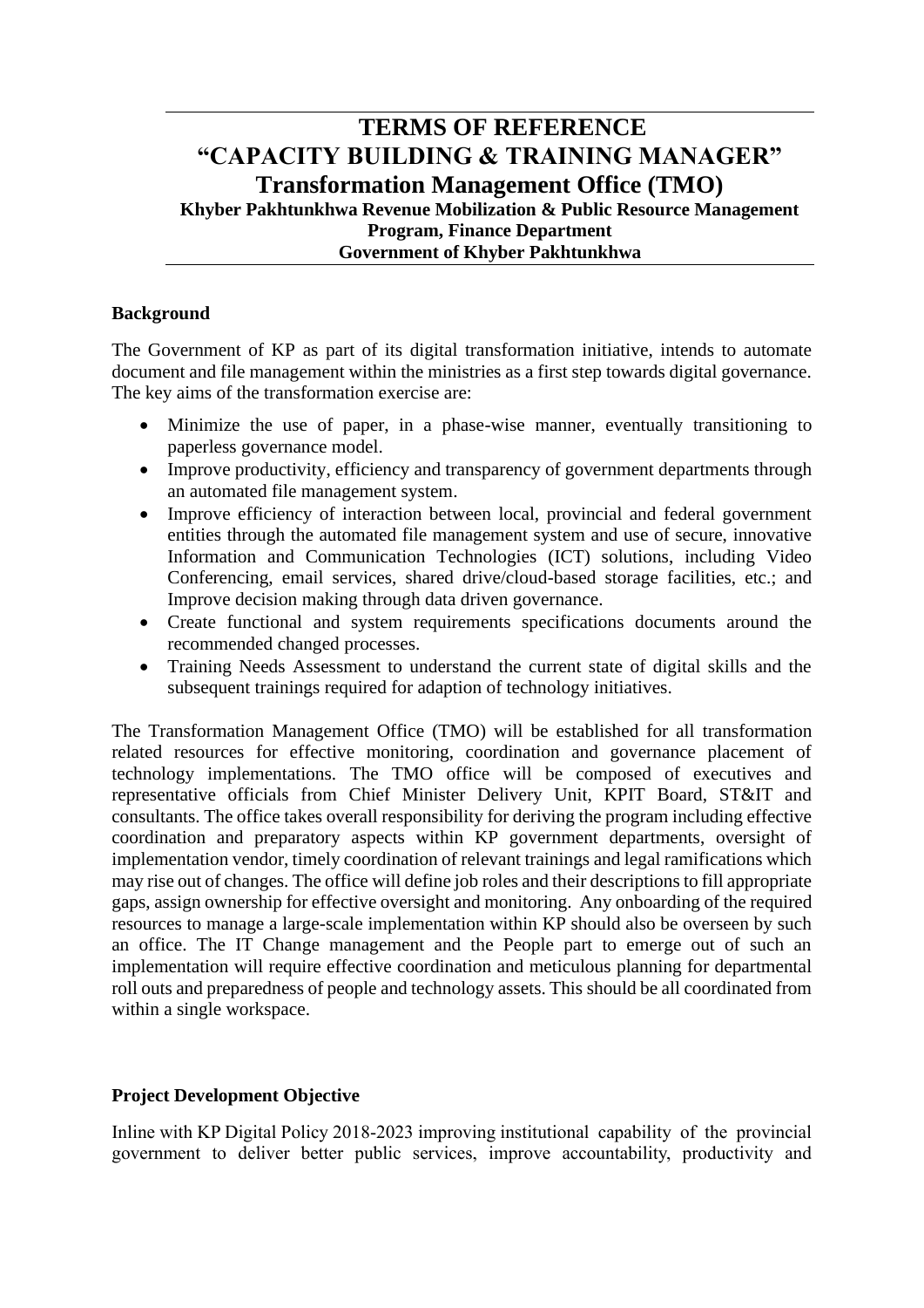# TERMS OF REFERENCE
# "CAPACITY BUILDING & TRAINING MANAGER"
## Transformation Management Office (TMO)
### Khyber Pakhtunkhwa Revenue Mobilization & Public Resource Management Program, Finance Department
### Government of Khyber Pakhtunkhwa

**Background**

The Government of KP as part of its digital transformation initiative, intends to automate document and file management within the ministries as a first step towards digital governance. The key aims of the transformation exercise are:

- Minimize the use of paper, in a phase-wise manner, eventually transitioning to paperless governance model.
- Improve productivity, efficiency and transparency of government departments through an automated file management system.
- Improve efficiency of interaction between local, provincial and federal government entities through the automated file management system and use of secure, innovative Information and Communication Technologies (ICT) solutions, including Video Conferencing, email services, shared drive/cloud-based storage facilities, etc.; and Improve decision making through data driven governance.
- Create functional and system requirements specifications documents around the recommended changed processes.
- Training Needs Assessment to understand the current state of digital skills and the subsequent trainings required for adaption of technology initiatives.

The Transformation Management Office (TMO) will be established for all transformation related resources for effective monitoring, coordination and governance placement of technology implementations. The TMO office will be composed of executives and representative officials from Chief Minister Delivery Unit, KPIT Board, ST&IT and consultants. The office takes overall responsibility for deriving the program including effective coordination and preparatory aspects within KP government departments, oversight of implementation vendor, timely coordination of relevant trainings and legal ramifications which may rise out of changes. The office will define job roles and their descriptions to fill appropriate gaps, assign ownership for effective oversight and monitoring. Any onboarding of the required resources to manage a large-scale implementation within KP should also be overseen by such an office. The IT Change management and the People part to emerge out of such an implementation will require effective coordination and meticulous planning for departmental roll outs and preparedness of people and technology assets. This should be all coordinated from within a single workspace.

**Project Development Objective**

Inline with KP Digital Policy 2018-2023 improving institutional capability of the provincial government to deliver better public services, improve accountability, productivity and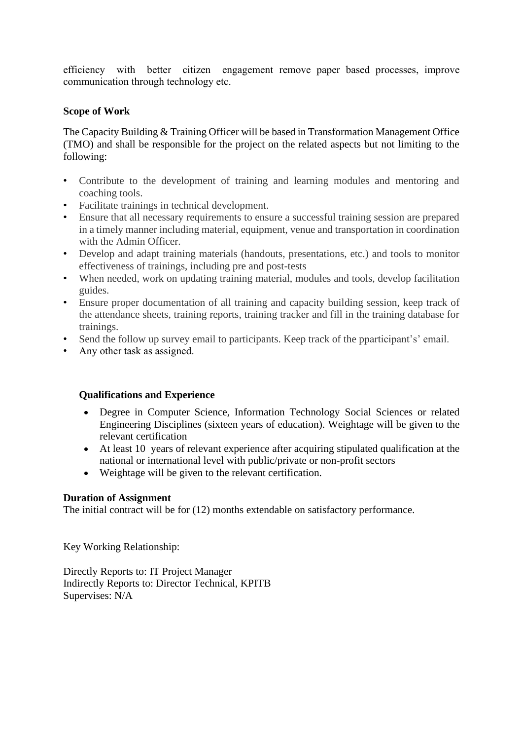efficiency with better citizen engagement remove paper based processes, improve communication through technology etc.

**Scope of Work**

The Capacity Building & Training Officer will be based in Transformation Management Office (TMO) and shall be responsible for the project on the related aspects but not limiting to the following:

- Contribute to the development of training and learning modules and mentoring and coaching tools.
- Facilitate trainings in technical development.
- Ensure that all necessary requirements to ensure a successful training session are prepared in a timely manner including material, equipment, venue and transportation in coordination with the Admin Officer.
- Develop and adapt training materials (handouts, presentations, etc.) and tools to monitor effectiveness of trainings, including pre and post-tests
- When needed, work on updating training material, modules and tools, develop facilitation guides.
- Ensure proper documentation of all training and capacity building session, keep track of the attendance sheets, training reports, training tracker and fill in the training database for trainings.
- Send the follow up survey email to participants. Keep track of the pparticipant's' email.
- Any other task as assigned.

**Qualifications and Experience**

- Degree in Computer Science, Information Technology Social Sciences or related Engineering Disciplines (sixteen years of education). Weightage will be given to the relevant certification
- At least 10 years of relevant experience after acquiring stipulated qualification at the national or international level with public/private or non-profit sectors
- Weightage will be given to the relevant certification.

**Duration of Assignment**

The initial contract will be for (12) months extendable on satisfactory performance.

Key Working Relationship:

Directly Reports to: IT Project Manager
Indirectly Reports to: Director Technical, KPITB
Supervises: N/A